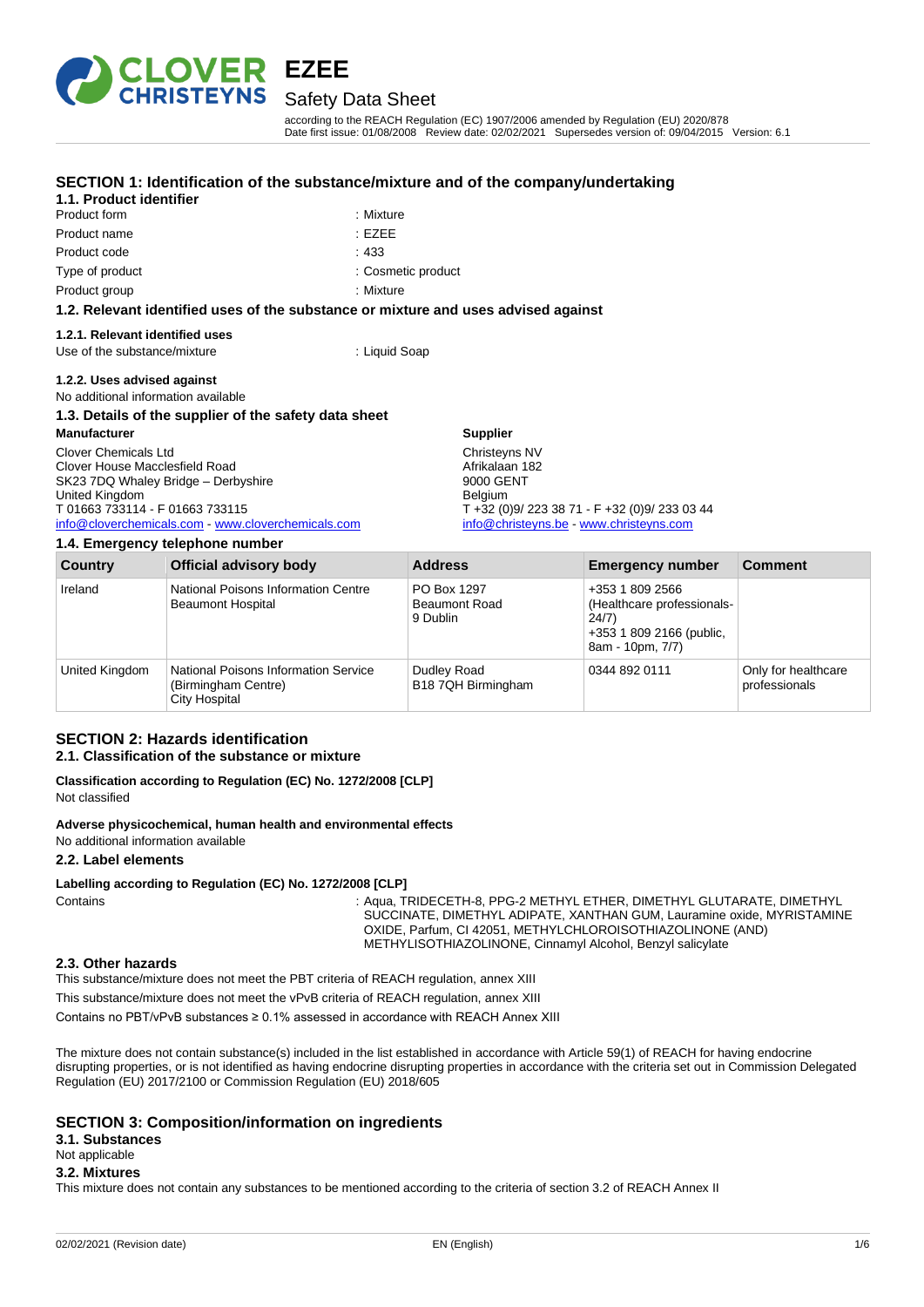# EZEE

## Safety Data Sheet

according to the REACH Regulation (EC) 1907/2006 amended by Regulation (EU) 2020/878
Date first issue: 01/08/2008 Review date: 02/02/2021 Supersedes version of: 09/04/2015 Version: 6.1

## SECTION 1: Identification of the substance/mixture and of the company/undertaking

### 1.1. Product identifier

| | |
|---|---|
| Product form | : Mixture |
| Product name | : EZEE |
| Product code | : 433 |
| Type of product | : Cosmetic product |
| Product group | : Mixture |

### 1.2. Relevant identified uses of the substance or mixture and uses advised against

#### 1.2.1. Relevant identified uses

Use of the substance/mixture : Liquid Soap

#### 1.2.2. Uses advised against

No additional information available

### 1.3. Details of the supplier of the safety data sheet

**Manufacturer**

Clover Chemicals Ltd
Clover House Macclesfield Road
SK23 7DQ Whaley Bridge – Derbyshire
United Kingdom
T 01663 733114 - F 01663 733115
info@cloverchemicals.com - www.cloverchemicals.com

**Supplier**

Christeyns NV
Afrikalaan 182
9000 GENT
Belgium
T +32 (0)9/ 223 38 71 - F +32 (0)9/ 233 03 44
info@christeyns.be - www.christeyns.com

### 1.4. Emergency telephone number

| Country | Official advisory body | Address | Emergency number | Comment |
|---|---|---|---|---|
| Ireland | National Poisons Information Centre Beaumont Hospital | PO Box 1297 Beaumont Road 9 Dublin | +353 1 809 2566 (Healthcare professionals- 24/7) +353 1 809 2166 (public, 8am - 10pm, 7/7) | |
| United Kingdom | National Poisons Information Service (Birmingham Centre) City Hospital | Dudley Road B18 7QH Birmingham | 0344 892 0111 | Only for healthcare professionals |

## SECTION 2: Hazards identification

### 2.1. Classification of the substance or mixture

**Classification according to Regulation (EC) No. 1272/2008 [CLP]**

Not classified

**Adverse physicochemical, human health and environmental effects**

No additional information available

### 2.2. Label elements

**Labelling according to Regulation (EC) No. 1272/2008 [CLP]**

Contains : Aqua, TRIDECETH-8, PPG-2 METHYL ETHER, DIMETHYL GLUTARATE, DIMETHYL SUCCINATE, DIMETHYL ADIPATE, XANTHAN GUM, Lauramine oxide, MYRISTAMINE OXIDE, Parfum, CI 42051, METHYLCHLOROISOTHIAZOLINONE (AND) METHYLISOTHIAZOLINONE, Cinnamyl Alcohol, Benzyl salicylate

### 2.3. Other hazards

This substance/mixture does not meet the PBT criteria of REACH regulation, annex XIII

This substance/mixture does not meet the vPvB criteria of REACH regulation, annex XIII

Contains no PBT/vPvB substances ≥ 0.1% assessed in accordance with REACH Annex XIII

The mixture does not contain substance(s) included in the list established in accordance with Article 59(1) of REACH for having endocrine disrupting properties, or is not identified as having endocrine disrupting properties in accordance with the criteria set out in Commission Delegated Regulation (EU) 2017/2100 or Commission Regulation (EU) 2018/605

## SECTION 3: Composition/information on ingredients

### 3.1. Substances

Not applicable

### 3.2. Mixtures

This mixture does not contain any substances to be mentioned according to the criteria of section 3.2 of REACH Annex II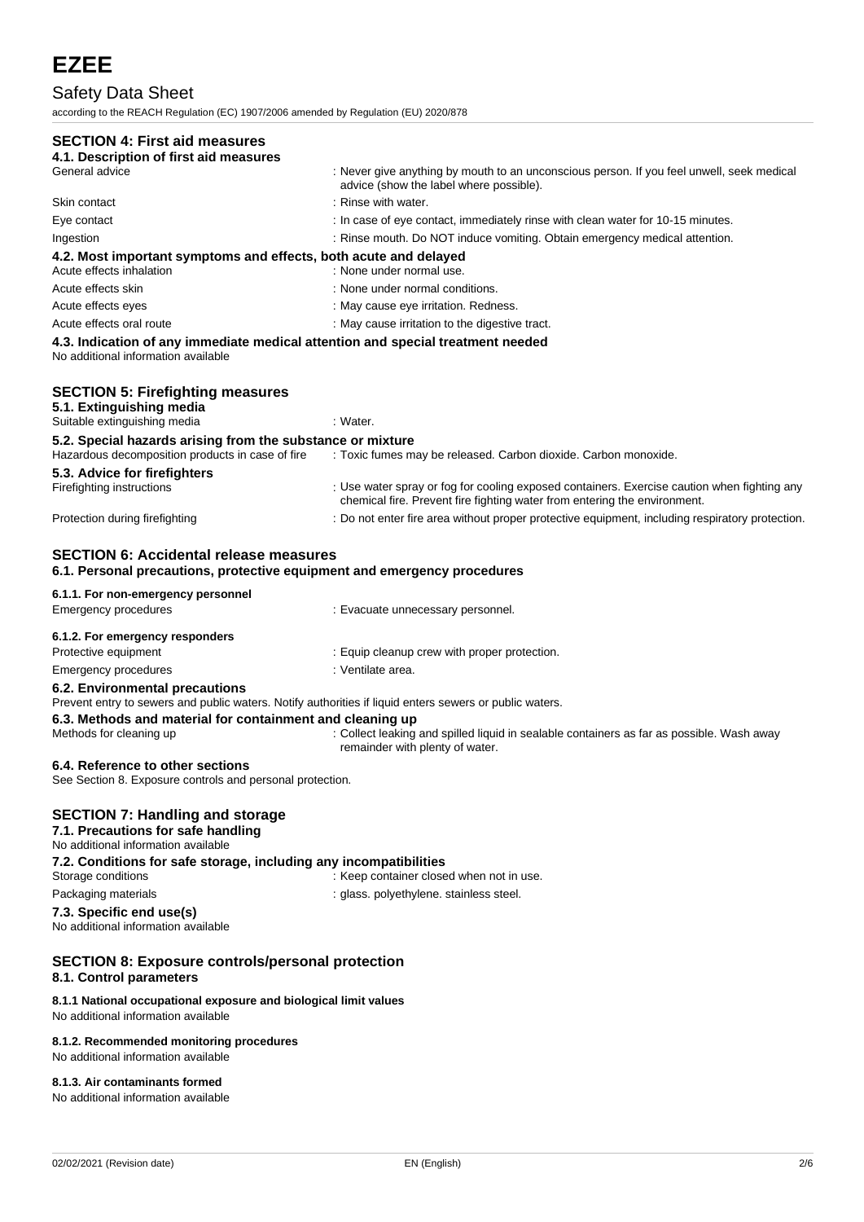## SECTION 4: First aid measures

### 4.1. Description of first aid measures

| | |
|---|---|
| General advice | : Never give anything by mouth to an unconscious person. If you feel unwell, seek medical advice (show the label where possible). |
| Skin contact | : Rinse with water. |
| Eye contact | : In case of eye contact, immediately rinse with clean water for 10-15 minutes. |
| Ingestion | : Rinse mouth. Do NOT induce vomiting. Obtain emergency medical attention. |

### 4.2. Most important symptoms and effects, both acute and delayed

| | |
|---|---|
| Acute effects inhalation | : None under normal use. |
| Acute effects skin | : None under normal conditions. |
| Acute effects eyes | : May cause eye irritation. Redness. |
| Acute effects oral route | : May cause irritation to the digestive tract. |

### 4.3. Indication of any immediate medical attention and special treatment needed

No additional information available

## SECTION 5: Firefighting measures

### 5.1. Extinguishing media

| | |
|---|---|
| Suitable extinguishing media | : Water. |

### 5.2. Special hazards arising from the substance or mixture

| | |
|---|---|
| Hazardous decomposition products in case of fire | : Toxic fumes may be released. Carbon dioxide. Carbon monoxide. |

### 5.3. Advice for firefighters

| | |
|---|---|
| Firefighting instructions | : Use water spray or fog for cooling exposed containers. Exercise caution when fighting any chemical fire. Prevent fire fighting water from entering the environment. |
| Protection during firefighting | : Do not enter fire area without proper protective equipment, including respiratory protection. |

## SECTION 6: Accidental release measures

### 6.1. Personal precautions, protective equipment and emergency procedures

#### 6.1.1. For non-emergency personnel

| | |
|---|---|
| Emergency procedures | : Evacuate unnecessary personnel. |

#### 6.1.2. For emergency responders

| | |
|---|---|
| Protective equipment | : Equip cleanup crew with proper protection. |
| Emergency procedures | : Ventilate area. |

### 6.2. Environmental precautions

Prevent entry to sewers and public waters. Notify authorities if liquid enters sewers or public waters.

### 6.3. Methods and material for containment and cleaning up

| | |
|---|---|
| Methods for cleaning up | : Collect leaking and spilled liquid in sealable containers as far as possible. Wash away remainder with plenty of water. |

### 6.4. Reference to other sections

See Section 8. Exposure controls and personal protection.

## SECTION 7: Handling and storage

### 7.1. Precautions for safe handling

No additional information available

### 7.2. Conditions for safe storage, including any incompatibilities

| | |
|---|---|
| Storage conditions | : Keep container closed when not in use. |
| Packaging materials | : glass. polyethylene. stainless steel. |

### 7.3. Specific end use(s)

No additional information available

## SECTION 8: Exposure controls/personal protection

### 8.1. Control parameters

#### 8.1.1 National occupational exposure and biological limit values

No additional information available

#### 8.1.2. Recommended monitoring procedures

No additional information available

#### 8.1.3. Air contaminants formed

No additional information available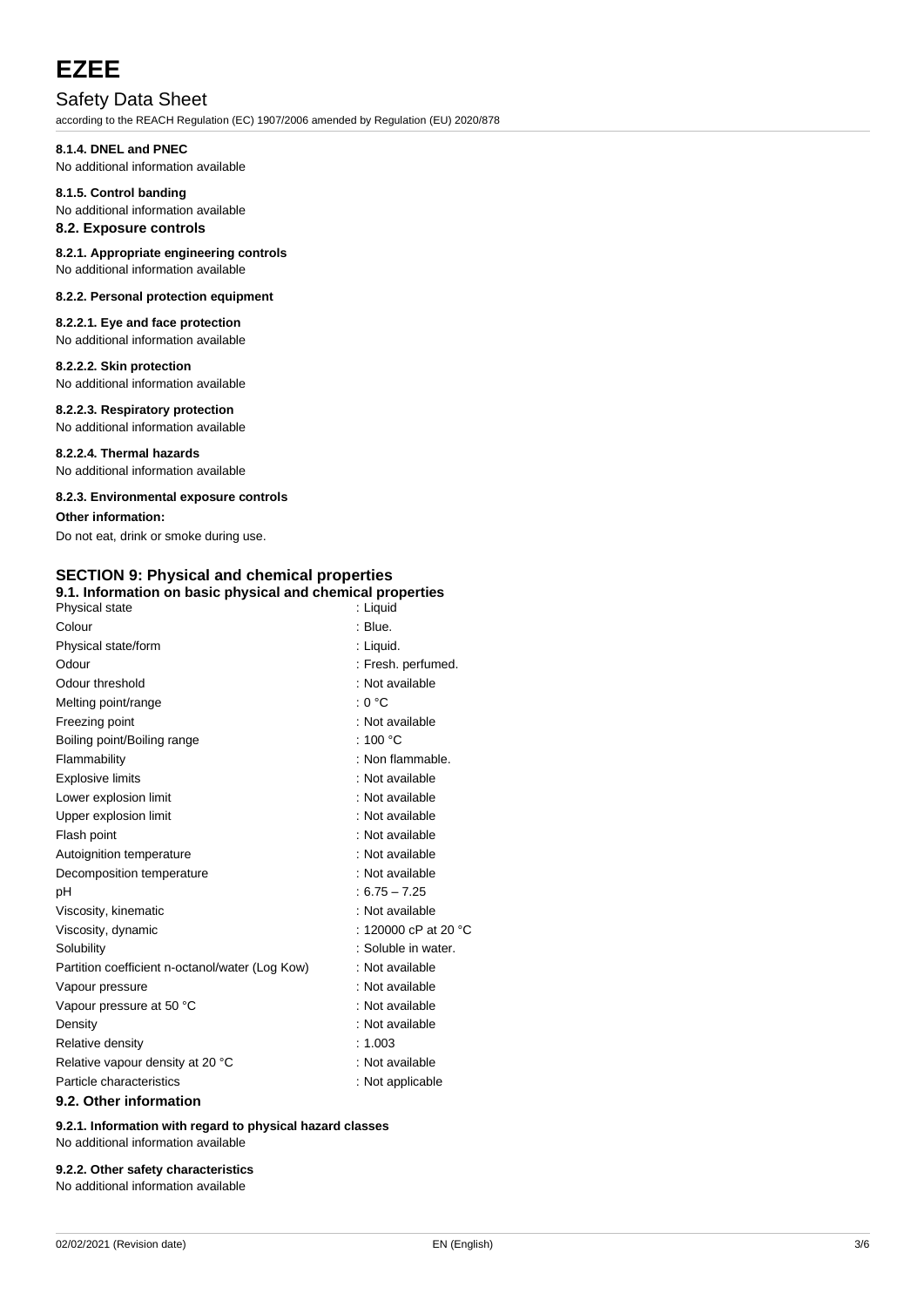#### 8.1.4. DNEL and PNEC

No additional information available

#### 8.1.5. Control banding

No additional information available

### 8.2. Exposure controls

#### 8.2.1. Appropriate engineering controls

No additional information available

#### 8.2.2. Personal protection equipment

##### 8.2.2.1. Eye and face protection

No additional information available

##### 8.2.2.2. Skin protection

No additional information available

##### 8.2.2.3. Respiratory protection

No additional information available

##### 8.2.2.4. Thermal hazards

No additional information available

#### 8.2.3. Environmental exposure controls

**Other information:**

Do not eat, drink or smoke during use.

## SECTION 9: Physical and chemical properties

### 9.1. Information on basic physical and chemical properties

| | |
|---|---|
| Physical state | : Liquid |
| Colour | : Blue. |
| Physical state/form | : Liquid. |
| Odour | : Fresh. perfumed. |
| Odour threshold | : Not available |
| Melting point/range | : 0 °C |
| Freezing point | : Not available |
| Boiling point/Boiling range | : 100 °C |
| Flammability | : Non flammable. |
| Explosive limits | : Not available |
| Lower explosion limit | : Not available |
| Upper explosion limit | : Not available |
| Flash point | : Not available |
| Autoignition temperature | : Not available |
| Decomposition temperature | : Not available |
| pH | : 6.75 – 7.25 |
| Viscosity, kinematic | : Not available |
| Viscosity, dynamic | : 120000 cP at 20 °C |
| Solubility | : Soluble in water. |
| Partition coefficient n-octanol/water (Log Kow) | : Not available |
| Vapour pressure | : Not available |
| Vapour pressure at 50 °C | : Not available |
| Density | : Not available |
| Relative density | : 1.003 |
| Relative vapour density at 20 °C | : Not available |
| Particle characteristics | : Not applicable |

### 9.2. Other information

#### 9.2.1. Information with regard to physical hazard classes

No additional information available

#### 9.2.2. Other safety characteristics

No additional information available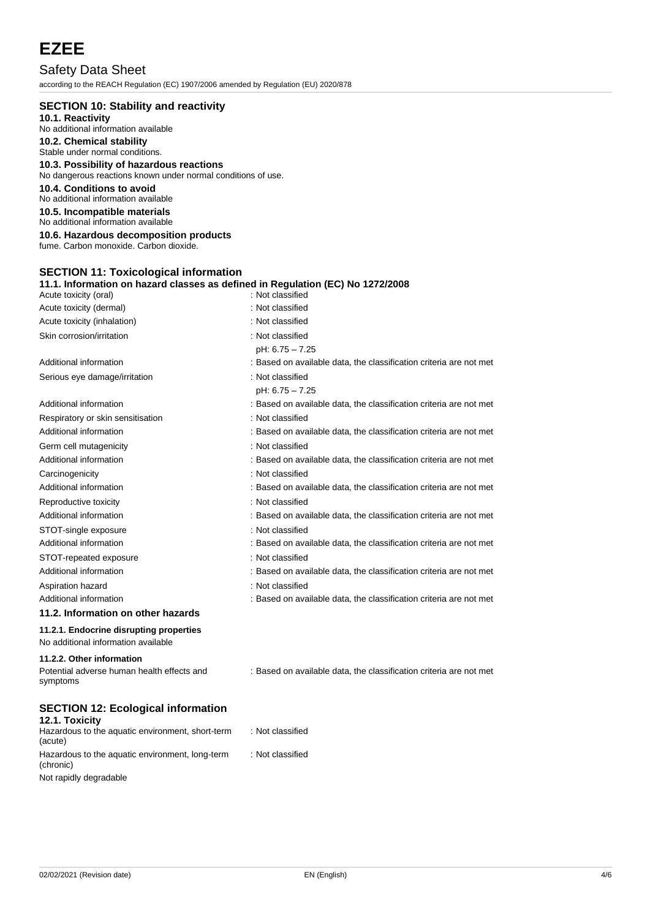## SECTION 10: Stability and reactivity

### 10.1. Reactivity

No additional information available

### 10.2. Chemical stability

Stable under normal conditions.

### 10.3. Possibility of hazardous reactions

No dangerous reactions known under normal conditions of use.

### 10.4. Conditions to avoid

No additional information available

### 10.5. Incompatible materials

No additional information available

### 10.6. Hazardous decomposition products

fume. Carbon monoxide. Carbon dioxide.

## SECTION 11: Toxicological information

### 11.1. Information on hazard classes as defined in Regulation (EC) No 1272/2008

| | |
|---|---|
| Acute toxicity (oral) | : Not classified |
| Acute toxicity (dermal) | : Not classified |
| Acute toxicity (inhalation) | : Not classified |
| Skin corrosion/irritation | : Not classified<br>pH: 6.75 – 7.25 |
| Additional information | : Based on available data, the classification criteria are not met |
| Serious eye damage/irritation | : Not classified<br>pH: 6.75 – 7.25 |
| Additional information | : Based on available data, the classification criteria are not met |
| Respiratory or skin sensitisation | : Not classified |
| Additional information | : Based on available data, the classification criteria are not met |
| Germ cell mutagenicity | : Not classified |
| Additional information | : Based on available data, the classification criteria are not met |
| Carcinogenicity | : Not classified |
| Additional information | : Based on available data, the classification criteria are not met |
| Reproductive toxicity | : Not classified |
| Additional information | : Based on available data, the classification criteria are not met |
| STOT-single exposure | : Not classified |
| Additional information | : Based on available data, the classification criteria are not met |
| STOT-repeated exposure | : Not classified |
| Additional information | : Based on available data, the classification criteria are not met |
| Aspiration hazard | : Not classified |
| Additional information | : Based on available data, the classification criteria are not met |

### 11.2. Information on other hazards

#### 11.2.1. Endocrine disrupting properties

No additional information available

#### 11.2.2. Other information

| | |
|---|---|
| Potential adverse human health effects and symptoms | : Based on available data, the classification criteria are not met |

## SECTION 12: Ecological information

### 12.1. Toxicity

| | |
|---|---|
| Hazardous to the aquatic environment, short-term (acute) | : Not classified |
| Hazardous to the aquatic environment, long-term (chronic) | : Not classified |

Not rapidly degradable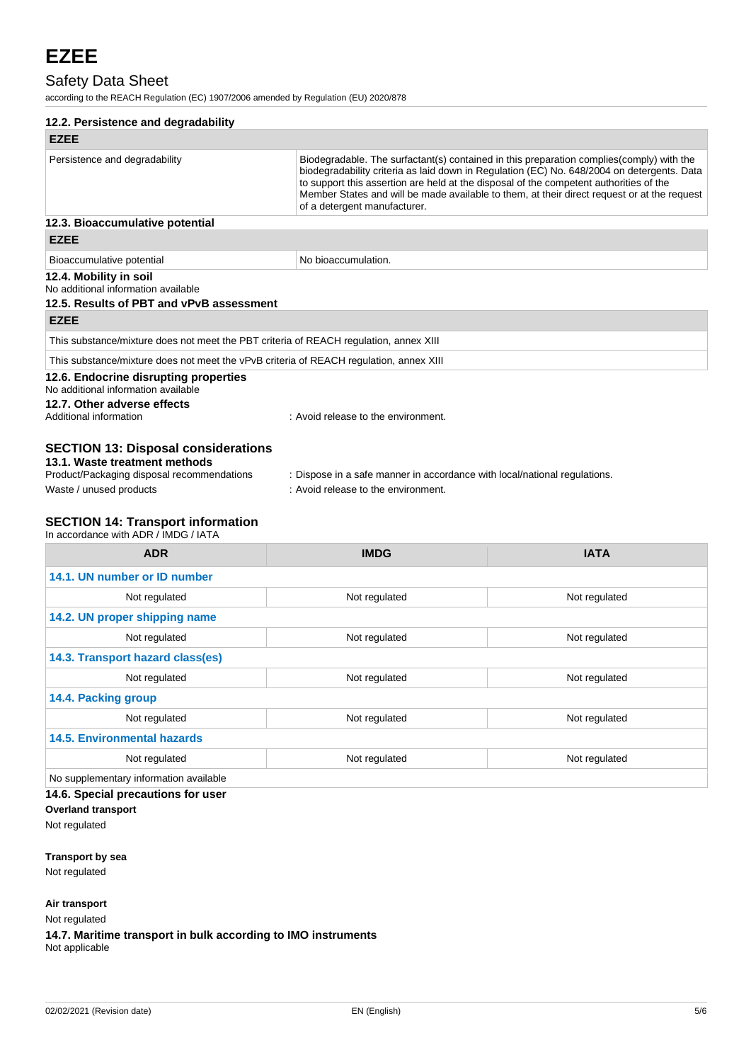### 12.2. Persistence and degradability

| EZEE | |
|---|---|
| Persistence and degradability | Biodegradable. The surfactant(s) contained in this preparation complies(comply) with the biodegradability criteria as laid down in Regulation (EC) No. 648/2004 on detergents. Data to support this assertion are held at the disposal of the competent authorities of the Member States and will be made available to them, at their direct request or at the request of a detergent manufacturer. |

### 12.3. Bioaccumulative potential

| EZEE | |
|---|---|
| Bioaccumulative potential | No bioaccumulation. |

### 12.4. Mobility in soil

No additional information available

### 12.5. Results of PBT and vPvB assessment

| EZEE |
|---|
| This substance/mixture does not meet the PBT criteria of REACH regulation, annex XIII |
| This substance/mixture does not meet the vPvB criteria of REACH regulation, annex XIII |

### 12.6. Endocrine disrupting properties

No additional information available

### 12.7. Other adverse effects

Additional information : Avoid release to the environment.

## SECTION 13: Disposal considerations

### 13.1. Waste treatment methods

Product/Packaging disposal recommendations : Dispose in a safe manner in accordance with local/national regulations.

Waste / unused products : Avoid release to the environment.

## SECTION 14: Transport information

In accordance with ADR / IMDG / IATA

| ADR | IMDG | IATA |
|---|---|---|
| **14.1. UN number or ID number** | | |
| Not regulated | Not regulated | Not regulated |
| **14.2. UN proper shipping name** | | |
| Not regulated | Not regulated | Not regulated |
| **14.3. Transport hazard class(es)** | | |
| Not regulated | Not regulated | Not regulated |
| **14.4. Packing group** | | |
| Not regulated | Not regulated | Not regulated |
| **14.5. Environmental hazards** | | |
| Not regulated | Not regulated | Not regulated |
| No supplementary information available | | |

### 14.6. Special precautions for user

**Overland transport**

Not regulated

**Transport by sea**

Not regulated

**Air transport**

Not regulated

### 14.7. Maritime transport in bulk according to IMO instruments

Not applicable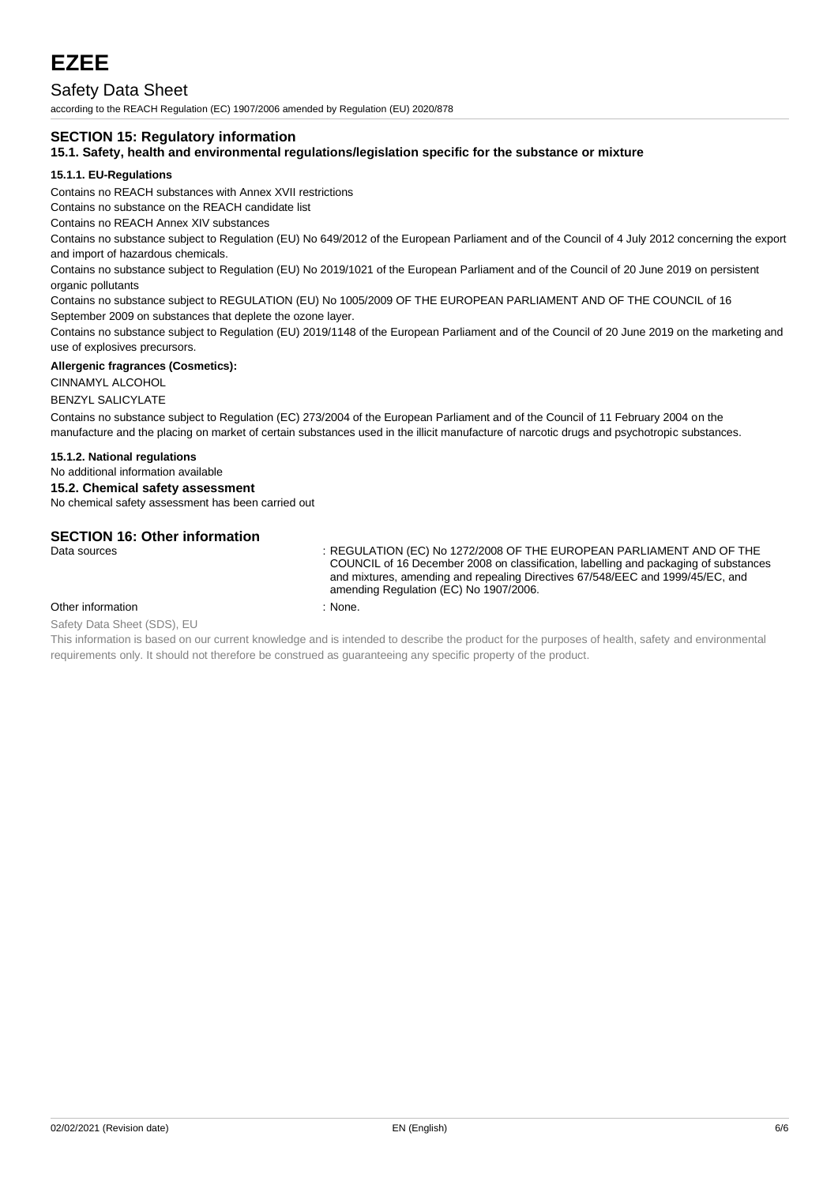## SECTION 15: Regulatory information

### 15.1. Safety, health and environmental regulations/legislation specific for the substance or mixture

#### 15.1.1. EU-Regulations

Contains no REACH substances with Annex XVII restrictions

Contains no substance on the REACH candidate list

Contains no REACH Annex XIV substances

Contains no substance subject to Regulation (EU) No 649/2012 of the European Parliament and of the Council of 4 July 2012 concerning the export and import of hazardous chemicals.

Contains no substance subject to Regulation (EU) No 2019/1021 of the European Parliament and of the Council of 20 June 2019 on persistent organic pollutants

Contains no substance subject to REGULATION (EU) No 1005/2009 OF THE EUROPEAN PARLIAMENT AND OF THE COUNCIL of 16 September 2009 on substances that deplete the ozone layer.

Contains no substance subject to Regulation (EU) 2019/1148 of the European Parliament and of the Council of 20 June 2019 on the marketing and use of explosives precursors.

**Allergenic fragrances (Cosmetics):**

CINNAMYL ALCOHOL

BENZYL SALICYLATE

Contains no substance subject to Regulation (EC) 273/2004 of the European Parliament and of the Council of 11 February 2004 on the manufacture and the placing on market of certain substances used in the illicit manufacture of narcotic drugs and psychotropic substances.

#### 15.1.2. National regulations

No additional information available

### 15.2. Chemical safety assessment

No chemical safety assessment has been carried out

## SECTION 16: Other information

| | |
|---|---|
| Data sources | : REGULATION (EC) No 1272/2008 OF THE EUROPEAN PARLIAMENT AND OF THE COUNCIL of 16 December 2008 on classification, labelling and packaging of substances and mixtures, amending and repealing Directives 67/548/EEC and 1999/45/EC, and amending Regulation (EC) No 1907/2006. |
| Other information | : None. |

Safety Data Sheet (SDS), EU

This information is based on our current knowledge and is intended to describe the product for the purposes of health, safety and environmental requirements only. It should not therefore be construed as guaranteeing any specific property of the product.